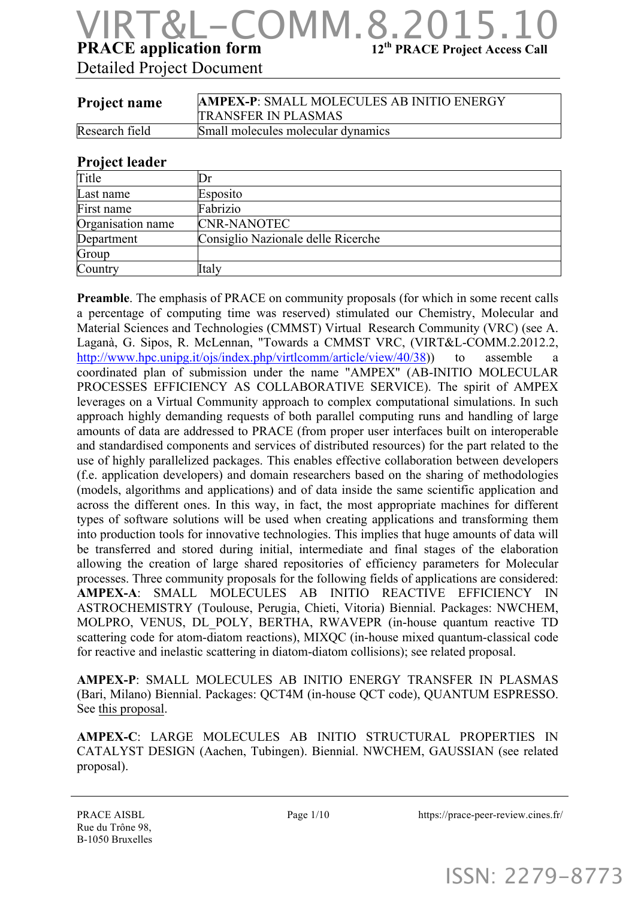# VIRT&L-COMM.8.2015.10

**PRACE application form** **12th PRACE Project Access Call**

Detailed Project Document

| **Project name** | **AMPEX-P**: SMALL MOLECULES AB INITIO ENERGY TRANSFER IN PLASMAS |
|---|---|
| Research field | Small molecules molecular dynamics |

## Project leader

| | |
|---|---|
| Title | Dr |
| Last name | Esposito |
| First name | Fabrizio |
| Organisation name | CNR-NANOTEC |
| Department | Consiglio Nazionale delle Ricerche |
| Group | |
| Country | Italy |

**Preamble**. The emphasis of PRACE on community proposals (for which in some recent calls a percentage of computing time was reserved) stimulated our Chemistry, Molecular and Material Sciences and Technologies (CMMST) Virtual Research Community (VRC) (see A. Laganà, G. Sipos, R. McLennan, "Towards a CMMST VRC, (VIRT&L-COMM.2.2012.2, http://www.hpc.unipg.it/ojs/index.php/virtlcomm/article/view/40/38)) to assemble a coordinated plan of submission under the name "AMPEX" (AB-INITIO MOLECULAR PROCESSES EFFICIENCY AS COLLABORATIVE SERVICE). The spirit of AMPEX leverages on a Virtual Community approach to complex computational simulations. In such approach highly demanding requests of both parallel computing runs and handling of large amounts of data are addressed to PRACE (from proper user interfaces built on interoperable and standardised components and services of distributed resources) for the part related to the use of highly parallelized packages. This enables effective collaboration between developers (f.e. application developers) and domain researchers based on the sharing of methodologies (models, algorithms and applications) and of data inside the same scientific application and across the different ones. In this way, in fact, the most appropriate machines for different types of software solutions will be used when creating applications and transforming them into production tools for innovative technologies. This implies that huge amounts of data will be transferred and stored during initial, intermediate and final stages of the elaboration allowing the creation of large shared repositories of efficiency parameters for Molecular processes. Three community proposals for the following fields of applications are considered: **AMPEX-A**: SMALL MOLECULES AB INITIO REACTIVE EFFICIENCY IN ASTROCHEMISTRY (Toulouse, Perugia, Chieti, Vitoria) Biennial. Packages: NWCHEM, MOLPRO, VENUS, DL_POLY, BERTHA, RWAVEPR (in-house quantum reactive TD scattering code for atom-diatom reactions), MIXQC (in-house mixed quantum-classical code for reactive and inelastic scattering in diatom-diatom collisions); see related proposal.

**AMPEX-P**: SMALL MOLECULES AB INITIO ENERGY TRANSFER IN PLASMAS (Bari, Milano) Biennial. Packages: QCT4M (in-house QCT code), QUANTUM ESPRESSO. See this proposal.

**AMPEX-C**: LARGE MOLECULES AB INITIO STRUCTURAL PROPERTIES IN CATALYST DESIGN (Aachen, Tubingen). Biennial. NWCHEM, GAUSSIAN (see related proposal).

PRACE AISBL
Rue du Trône 98,
B-1050 Bruxelles

https://prace-peer-review.cines.fr/

ISSN: 2279-8773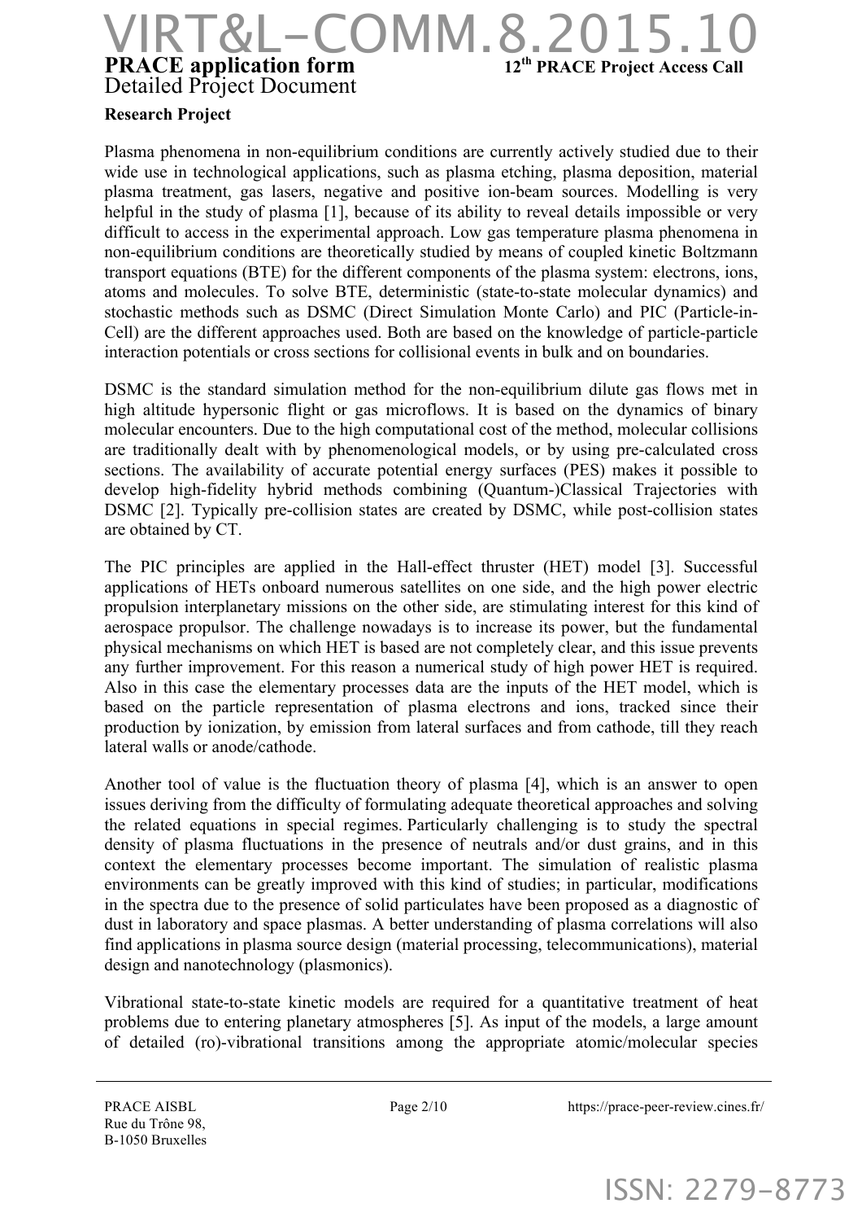## Research Project

Plasma phenomena in non-equilibrium conditions are currently actively studied due to their wide use in technological applications, such as plasma etching, plasma deposition, material plasma treatment, gas lasers, negative and positive ion-beam sources. Modelling is very helpful in the study of plasma [1], because of its ability to reveal details impossible or very difficult to access in the experimental approach. Low gas temperature plasma phenomena in non-equilibrium conditions are theoretically studied by means of coupled kinetic Boltzmann transport equations (BTE) for the different components of the plasma system: electrons, ions, atoms and molecules. To solve BTE, deterministic (state-to-state molecular dynamics) and stochastic methods such as DSMC (Direct Simulation Monte Carlo) and PIC (Particle-in-Cell) are the different approaches used. Both are based on the knowledge of particle-particle interaction potentials or cross sections for collisional events in bulk and on boundaries.

DSMC is the standard simulation method for the non-equilibrium dilute gas flows met in high altitude hypersonic flight or gas microflows. It is based on the dynamics of binary molecular encounters. Due to the high computational cost of the method, molecular collisions are traditionally dealt with by phenomenological models, or by using pre-calculated cross sections. The availability of accurate potential energy surfaces (PES) makes it possible to develop high-fidelity hybrid methods combining (Quantum-)Classical Trajectories with DSMC [2]. Typically pre-collision states are created by DSMC, while post-collision states are obtained by CT.

The PIC principles are applied in the Hall-effect thruster (HET) model [3]. Successful applications of HETs onboard numerous satellites on one side, and the high power electric propulsion interplanetary missions on the other side, are stimulating interest for this kind of aerospace propulsor. The challenge nowadays is to increase its power, but the fundamental physical mechanisms on which HET is based are not completely clear, and this issue prevents any further improvement. For this reason a numerical study of high power HET is required. Also in this case the elementary processes data are the inputs of the HET model, which is based on the particle representation of plasma electrons and ions, tracked since their production by ionization, by emission from lateral surfaces and from cathode, till they reach lateral walls or anode/cathode.

Another tool of value is the fluctuation theory of plasma [4], which is an answer to open issues deriving from the difficulty of formulating adequate theoretical approaches and solving the related equations in special regimes. Particularly challenging is to study the spectral density of plasma fluctuations in the presence of neutrals and/or dust grains, and in this context the elementary processes become important. The simulation of realistic plasma environments can be greatly improved with this kind of studies; in particular, modifications in the spectra due to the presence of solid particulates have been proposed as a diagnostic of dust in laboratory and space plasmas. A better understanding of plasma correlations will also find applications in plasma source design (material processing, telecommunications), material design and nanotechnology (plasmonics).

Vibrational state-to-state kinetic models are required for a quantitative treatment of heat problems due to entering planetary atmospheres [5]. As input of the models, a large amount of detailed (ro)-vibrational transitions among the appropriate atomic/molecular species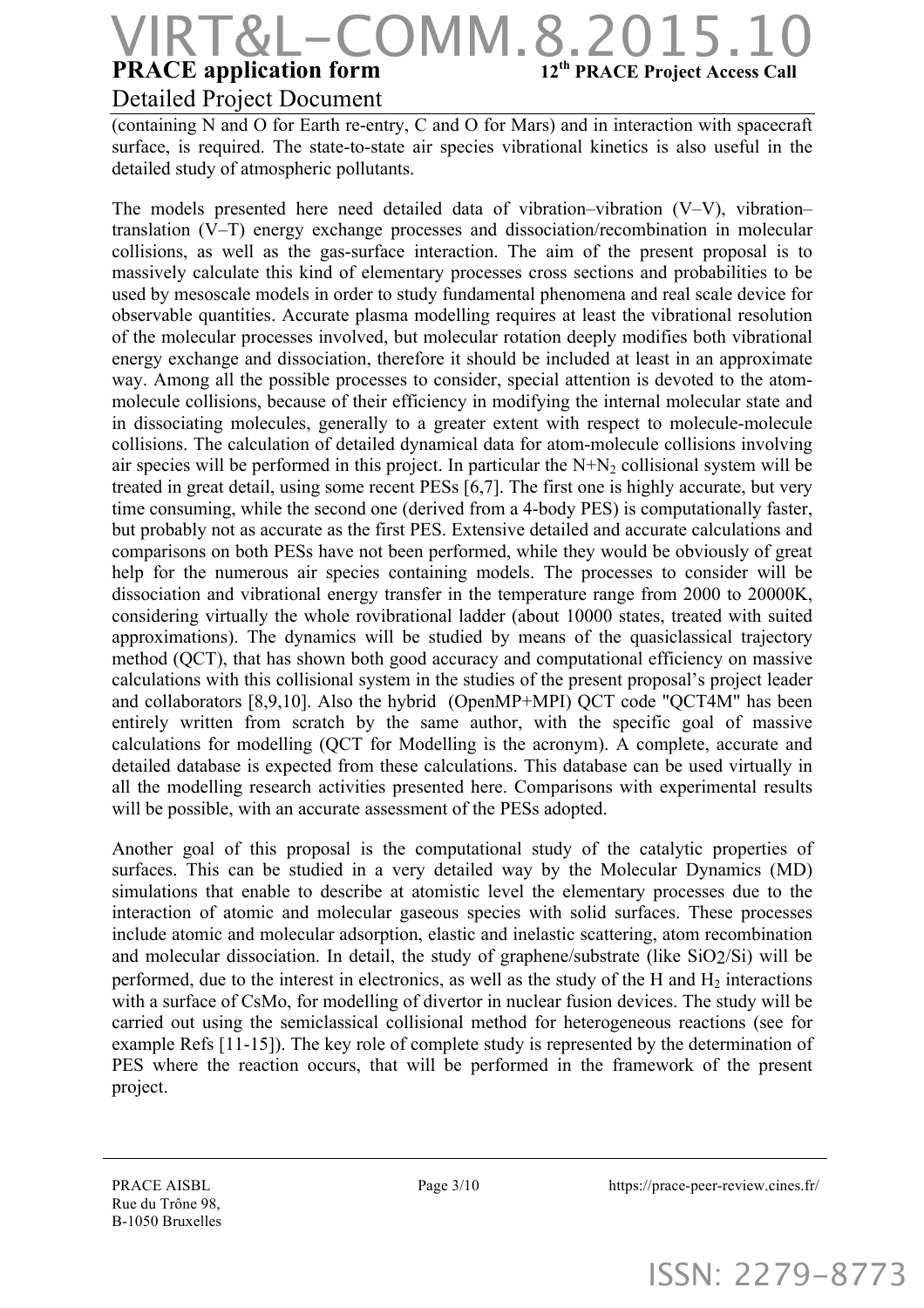(containing N and O for Earth re-entry, C and O for Mars) and in interaction with spacecraft surface, is required. The state-to-state air species vibrational kinetics is also useful in the detailed study of atmospheric pollutants.

The models presented here need detailed data of vibration–vibration (V–V), vibration–translation (V–T) energy exchange processes and dissociation/recombination in molecular collisions, as well as the gas-surface interaction. The aim of the present proposal is to massively calculate this kind of elementary processes cross sections and probabilities to be used by mesoscale models in order to study fundamental phenomena and real scale device for observable quantities. Accurate plasma modelling requires at least the vibrational resolution of the molecular processes involved, but molecular rotation deeply modifies both vibrational energy exchange and dissociation, therefore it should be included at least in an approximate way. Among all the possible processes to consider, special attention is devoted to the atom-molecule collisions, because of their efficiency in modifying the internal molecular state and in dissociating molecules, generally to a greater extent with respect to molecule-molecule collisions. The calculation of detailed dynamical data for atom-molecule collisions involving air species will be performed in this project. In particular the $N+N_2$ collisional system will be treated in great detail, using some recent PESs [6,7]. The first one is highly accurate, but very time consuming, while the second one (derived from a 4-body PES) is computationally faster, but probably not as accurate as the first PES. Extensive detailed and accurate calculations and comparisons on both PESs have not been performed, while they would be obviously of great help for the numerous air species containing models. The processes to consider will be dissociation and vibrational energy transfer in the temperature range from 2000 to 20000K, considering virtually the whole rovibrational ladder (about 10000 states, treated with suited approximations). The dynamics will be studied by means of the quasiclassical trajectory method (QCT), that has shown both good accuracy and computational efficiency on massive calculations with this collisional system in the studies of the present proposal's project leader and collaborators [8,9,10]. Also the hybrid (OpenMP+MPI) QCT code "QCT4M" has been entirely written from scratch by the same author, with the specific goal of massive calculations for modelling (QCT for Modelling is the acronym). A complete, accurate and detailed database is expected from these calculations. This database can be used virtually in all the modelling research activities presented here. Comparisons with experimental results will be possible, with an accurate assessment of the PESs adopted.

Another goal of this proposal is the computational study of the catalytic properties of surfaces. This can be studied in a very detailed way by the Molecular Dynamics (MD) simulations that enable to describe at atomistic level the elementary processes due to the interaction of atomic and molecular gaseous species with solid surfaces. These processes include atomic and molecular adsorption, elastic and inelastic scattering, atom recombination and molecular dissociation. In detail, the study of graphene/substrate (like $SiO_2$/Si) will be performed, due to the interest in electronics, as well as the study of the H and $H_2$ interactions with a surface of CsMo, for modelling of divertor in nuclear fusion devices. The study will be carried out using the semiclassical collisional method for heterogeneous reactions (see for example Refs [11-15]). The key role of complete study is represented by the determination of PES where the reaction occurs, that will be performed in the framework of the present project.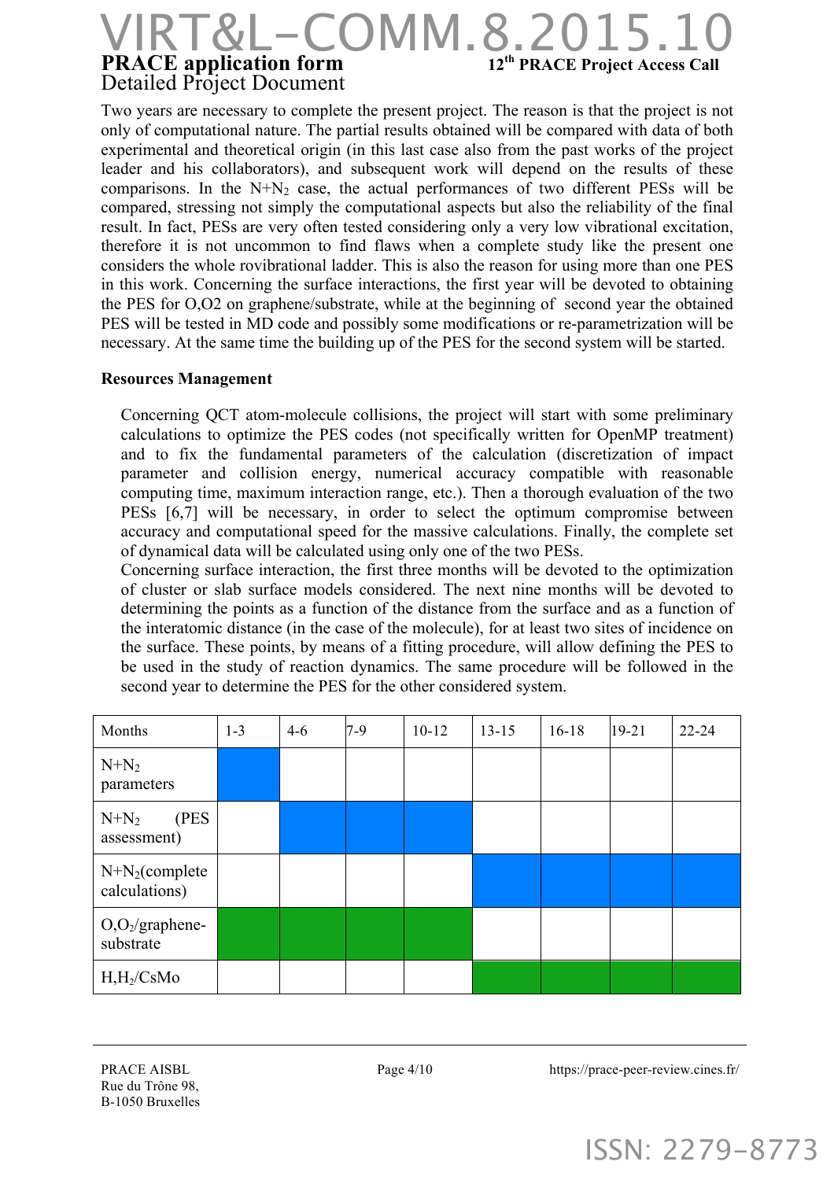Two years are necessary to complete the present project. The reason is that the project is not only of computational nature. The partial results obtained will be compared with data of both experimental and theoretical origin (in this last case also from the past works of the project leader and his collaborators), and subsequent work will depend on the results of these comparisons. In the $N+N_2$ case, the actual performances of two different PESs will be compared, stressing not simply the computational aspects but also the reliability of the final result. In fact, PESs are very often tested considering only a very low vibrational excitation, therefore it is not uncommon to find flaws when a complete study like the present one considers the whole rovibrational ladder. This is also the reason for using more than one PES in this work. Concerning the surface interactions, the first year will be devoted to obtaining the PES for O,O2 on graphene/substrate, while at the beginning of second year the obtained PES will be tested in MD code and possibly some modifications or re-parametrization will be necessary. At the same time the building up of the PES for the second system will be started.

**Resources Management**

Concerning QCT atom-molecule collisions, the project will start with some preliminary calculations to optimize the PES codes (not specifically written for OpenMP treatment) and to fix the fundamental parameters of the calculation (discretization of impact parameter and collision energy, numerical accuracy compatible with reasonable computing time, maximum interaction range, etc.). Then a thorough evaluation of the two PESs [6,7] will be necessary, in order to select the optimum compromise between accuracy and computational speed for the massive calculations. Finally, the complete set of dynamical data will be calculated using only one of the two PESs.

Concerning surface interaction, the first three months will be devoted to the optimization of cluster or slab surface models considered. The next nine months will be devoted to determining the points as a function of the distance from the surface and as a function of the interatomic distance (in the case of the molecule), for at least two sites of incidence on the surface. These points, by means of a fitting procedure, will allow defining the PES to be used in the study of reaction dynamics. The same procedure will be followed in the second year to determine the PES for the other considered system.

| Months | 1-3 | 4-6 | 7-9 | 10-12 | 13-15 | 16-18 | 19-21 | 22-24 |
|---|---|---|---|---|---|---|---|---|
| $N+N_2$ parameters | ■ | | | | | | | |
| $N+N_2$ (PES assessment) | | ■ | ■ | ■ | | | | |
| $N+N_2$(complete calculations) | | | | | ■ | ■ | ■ | ■ |
| $O,O_2$/graphene-substrate | ■ | ■ | ■ | ■ | | | | |
| $H,H_2$/CsMo | | | | | ■ | ■ | ■ | ■ |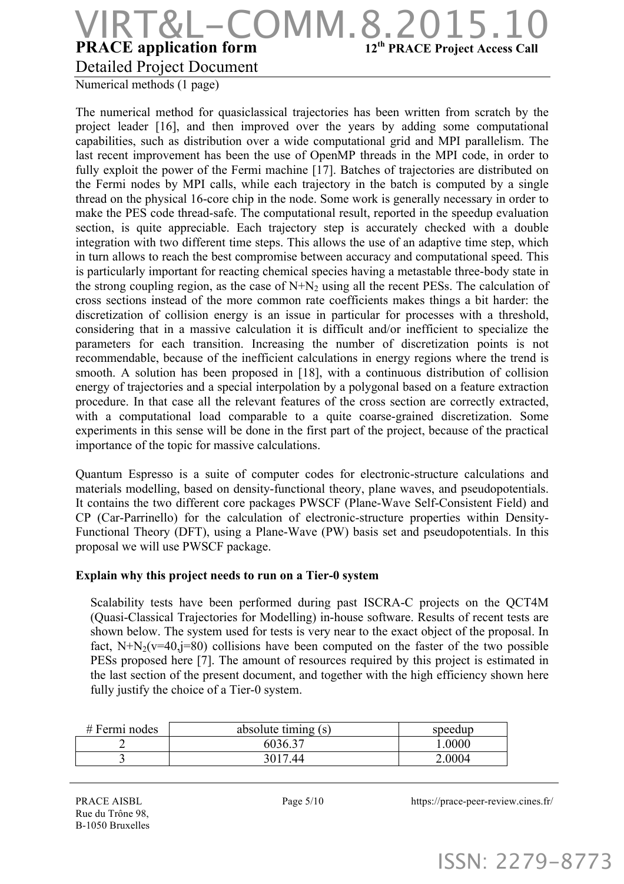Numerical methods (1 page)

The numerical method for quasiclassical trajectories has been written from scratch by the project leader [16], and then improved over the years by adding some computational capabilities, such as distribution over a wide computational grid and MPI parallelism. The last recent improvement has been the use of OpenMP threads in the MPI code, in order to fully exploit the power of the Fermi machine [17]. Batches of trajectories are distributed on the Fermi nodes by MPI calls, while each trajectory in the batch is computed by a single thread on the physical 16-core chip in the node. Some work is generally necessary in order to make the PES code thread-safe. The computational result, reported in the speedup evaluation section, is quite appreciable. Each trajectory step is accurately checked with a double integration with two different time steps. This allows the use of an adaptive time step, which in turn allows to reach the best compromise between accuracy and computational speed. This is particularly important for reacting chemical species having a metastable three-body state in the strong coupling region, as the case of $N+N_2$ using all the recent PESs. The calculation of cross sections instead of the more common rate coefficients makes things a bit harder: the discretization of collision energy is an issue in particular for processes with a threshold, considering that in a massive calculation it is difficult and/or inefficient to specialize the parameters for each transition. Increasing the number of discretization points is not recommendable, because of the inefficient calculations in energy regions where the trend is smooth. A solution has been proposed in [18], with a continuous distribution of collision energy of trajectories and a special interpolation by a polygonal based on a feature extraction procedure. In that case all the relevant features of the cross section are correctly extracted, with a computational load comparable to a quite coarse-grained discretization. Some experiments in this sense will be done in the first part of the project, because of the practical importance of the topic for massive calculations.

Quantum Espresso is a suite of computer codes for electronic-structure calculations and materials modelling, based on density-functional theory, plane waves, and pseudopotentials. It contains the two different core packages PWSCF (Plane-Wave Self-Consistent Field) and CP (Car-Parrinello) for the calculation of electronic-structure properties within Density-Functional Theory (DFT), using a Plane-Wave (PW) basis set and pseudopotentials. In this proposal we will use PWSCF package.

**Explain why this project needs to run on a Tier-0 system**

Scalability tests have been performed during past ISCRA-C projects on the QCT4M (Quasi-Classical Trajectories for Modelling) in-house software. Results of recent tests are shown below. The system used for tests is very near to the exact object of the proposal. In fact, $N+N_2(v=40,j=80)$ collisions have been computed on the faster of the two possible PESs proposed here [7]. The amount of resources required by this project is estimated in the last section of the present document, and together with the high efficiency shown here fully justify the choice of a Tier-0 system.

| # Fermi nodes | absolute timing (s) | speedup |
|---|---|---|
| 2 | 6036.37 | 1.0000 |
| 3 | 3017.44 | 2.0004 |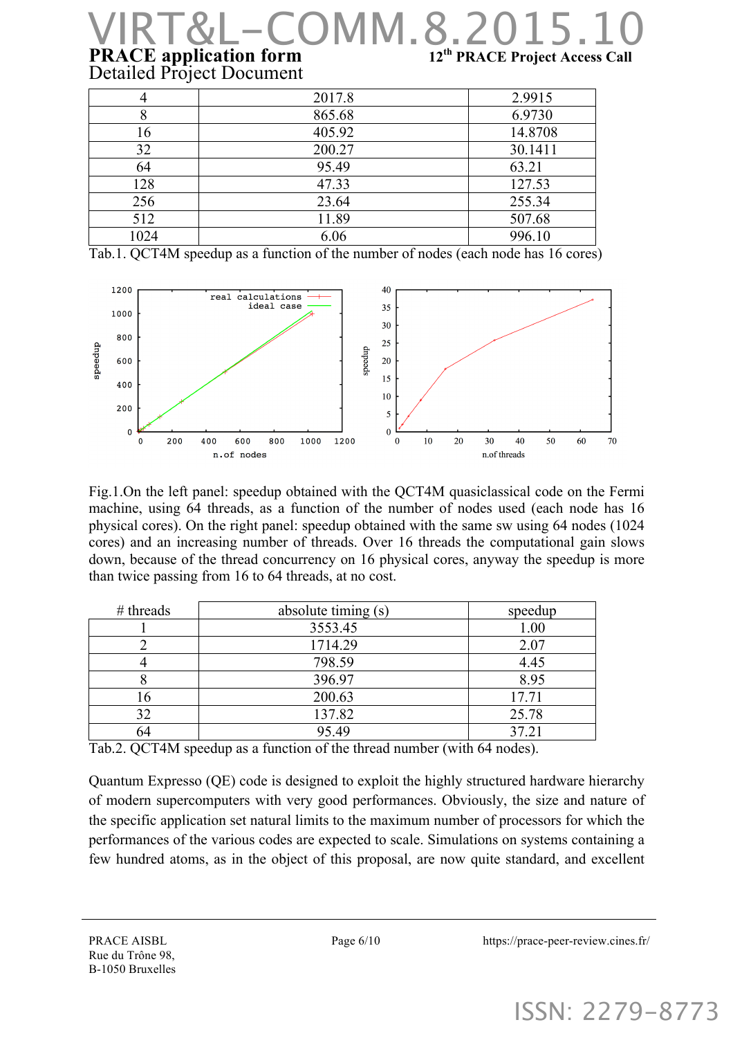| 4 | 2017.8 | 2.9915 |
|---|---|---|
| 8 | 865.68 | 6.9730 |
| 16 | 405.92 | 14.8708 |
| 32 | 200.27 | 30.1411 |
| 64 | 95.49 | 63.21 |
| 128 | 47.33 | 127.53 |
| 256 | 23.64 | 255.34 |
| 512 | 11.89 | 507.68 |
| 1024 | 6.06 | 996.10 |

Tab.1. QCT4M speedup as a function of the number of nodes (each node has 16 cores)

Fig.1.On the left panel: speedup obtained with the QCT4M quasiclassical code on the Fermi machine, using 64 threads, as a function of the number of nodes used (each node has 16 physical cores). On the right panel: speedup obtained with the same sw using 64 nodes (1024 cores) and an increasing number of threads. Over 16 threads the computational gain slows down, because of the thread concurrency on 16 physical cores, anyway the speedup is more than twice passing from 16 to 64 threads, at no cost.

| # threads | absolute timing (s) | speedup |
|---|---|---|
| 1 | 3553.45 | 1.00 |
| 2 | 1714.29 | 2.07 |
| 4 | 798.59 | 4.45 |
| 8 | 396.97 | 8.95 |
| 16 | 200.63 | 17.71 |
| 32 | 137.82 | 25.78 |
| 64 | 95.49 | 37.21 |

Tab.2. QCT4M speedup as a function of the thread number (with 64 nodes).

Quantum Expresso (QE) code is designed to exploit the highly structured hardware hierarchy of modern supercomputers with very good performances. Obviously, the size and nature of the specific application set natural limits to the maximum number of processors for which the performances of the various codes are expected to scale. Simulations on systems containing a few hundred atoms, as in the object of this proposal, are now quite standard, and excellent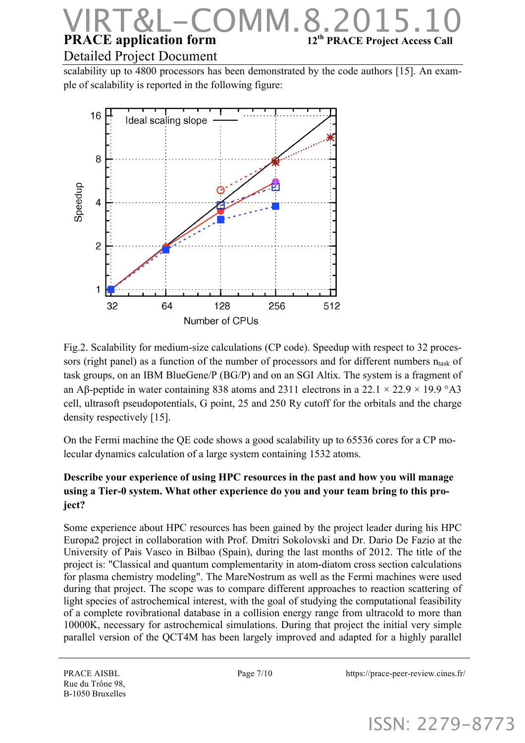scalability up to 4800 processors has been demonstrated by the code authors [15]. An example of scalability is reported in the following figure:

Fig.2. Scalability for medium-size calculations (CP code). Speedup with respect to 32 processors (right panel) as a function of the number of processors and for different numbers $n_{task}$ of task groups, on an IBM BlueGene/P (BG/P) and on an SGI Altix. The system is a fragment of an Aβ-peptide in water containing 838 atoms and 2311 electrons in a 22.1 × 22.9 × 19.9 °A3 cell, ultrasoft pseudopotentials, G point, 25 and 250 Ry cutoff for the orbitals and the charge density respectively [15].

On the Fermi machine the QE code shows a good scalability up to 65536 cores for a CP molecular dynamics calculation of a large system containing 1532 atoms.

**Describe your experience of using HPC resources in the past and how you will manage using a Tier-0 system. What other experience do you and your team bring to this project?**

Some experience about HPC resources has been gained by the project leader during his HPC Europa2 project in collaboration with Prof. Dmitri Sokolovski and Dr. Dario De Fazio at the University of Pais Vasco in Bilbao (Spain), during the last months of 2012. The title of the project is: "Classical and quantum complementarity in atom-diatom cross section calculations for plasma chemistry modeling". The MareNostrum as well as the Fermi machines were used during that project. The scope was to compare different approaches to reaction scattering of light species of astrochemical interest, with the goal of studying the computational feasibility of a complete rovibrational database in a collision energy range from ultracold to more than 10000K, necessary for astrochemical simulations. During that project the initial very simple parallel version of the QCT4M has been largely improved and adapted for a highly parallel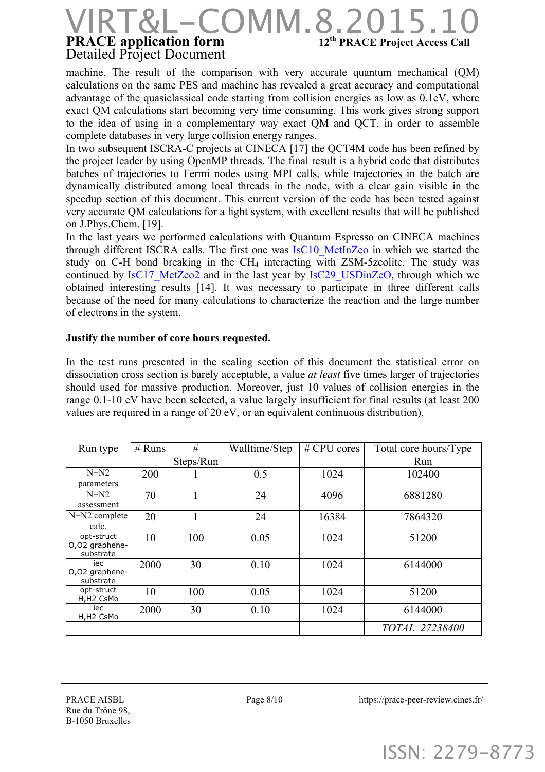machine. The result of the comparison with very accurate quantum mechanical (QM) calculations on the same PES and machine has revealed a great accuracy and computational advantage of the quasiclassical code starting from collision energies as low as 0.1eV, where exact QM calculations start becoming very time consuming. This work gives strong support to the idea of using in a complementary way exact QM and QCT, in order to assemble complete databases in very large collision energy ranges.

In two subsequent ISCRA-C projects at CINECA [17] the QCT4M code has been refined by the project leader by using OpenMP threads. The final result is a hybrid code that distributes batches of trajectories to Fermi nodes using MPI calls, while trajectories in the batch are dynamically distributed among local threads in the node, with a clear gain visible in the speedup section of this document. This current version of the code has been tested against very accurate QM calculations for a light system, with excellent results that will be published on J.Phys.Chem. [19].

In the last years we performed calculations with Quantum Espresso on CINECA machines through different ISCRA calls. The first one was IsC10_MetInZeo in which we started the study on C-H bond breaking in the $CH_4$ interacting with ZSM-5zeolite. The study was continued by IsC17_MetZeo2 and in the last year by IsC29_USDinZeO, through which we obtained interesting results [14]. It was necessary to participate in three different calls because of the need for many calculations to characterize the reaction and the large number of electrons in the system.

**Justify the number of core hours requested.**

In the test runs presented in the scaling section of this document the statistical error on dissociation cross section is barely acceptable, a value *at least* five times larger of trajectories should used for massive production. Moreover, just 10 values of collision energies in the range 0.1-10 eV have been selected, a value largely insufficient for final results (at least 200 values are required in a range of 20 eV, or an equivalent continuous distribution).

| Run type | # Runs | # Steps/Run | Walltime/Step | # CPU cores | Total core hours/Type Run |
|---|---|---|---|---|---|
| N+N2 parameters | 200 | 1 | 0.5 | 1024 | 102400 |
| N+N2 assessment | 70 | 1 | 24 | 4096 | 6881280 |
| N+N2 complete calc. | 20 | 1 | 24 | 16384 | 7864320 |
| opt-struct O,O2 graphene-substrate | 10 | 100 | 0.05 | 1024 | 51200 |
| iec O,O2 graphene-substrate | 2000 | 30 | 0.10 | 1024 | 6144000 |
| opt-struct H,H2 CsMo | 10 | 100 | 0.05 | 1024 | 51200 |
| iec H,H2 CsMo | 2000 | 30 | 0.10 | 1024 | 6144000 |
| | | | | | *TOTAL 27238400* |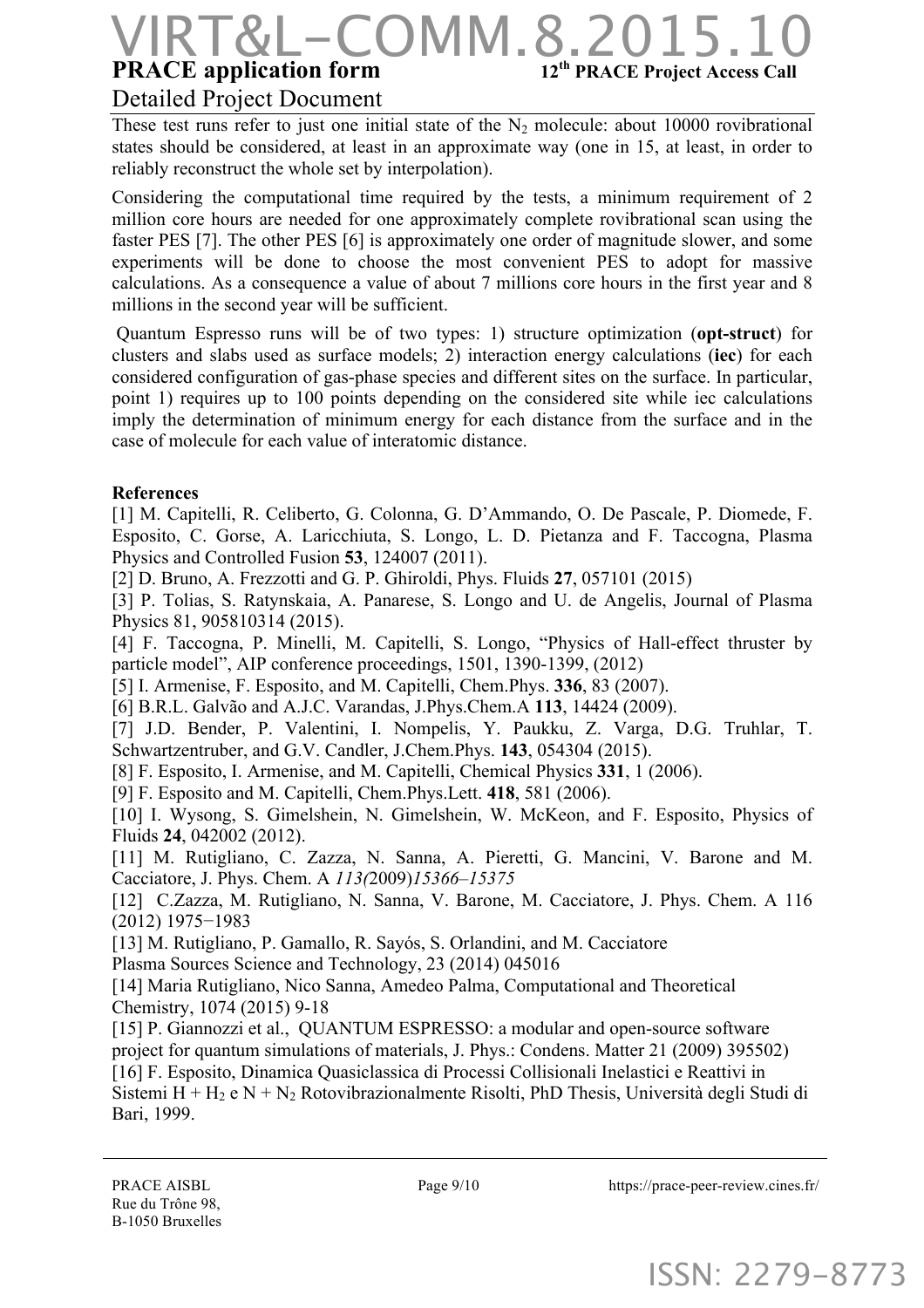These test runs refer to just one initial state of the $N_2$ molecule: about 10000 rovibrational states should be considered, at least in an approximate way (one in 15, at least, in order to reliably reconstruct the whole set by interpolation).

Considering the computational time required by the tests, a minimum requirement of 2 million core hours are needed for one approximately complete rovibrational scan using the faster PES [7]. The other PES [6] is approximately one order of magnitude slower, and some experiments will be done to choose the most convenient PES to adopt for massive calculations. As a consequence a value of about 7 millions core hours in the first year and 8 millions in the second year will be sufficient.

Quantum Espresso runs will be of two types: 1) structure optimization (**opt-struct**) for clusters and slabs used as surface models; 2) interaction energy calculations (**iec**) for each considered configuration of gas-phase species and different sites on the surface. In particular, point 1) requires up to 100 points depending on the considered site while iec calculations imply the determination of minimum energy for each distance from the surface and in the case of molecule for each value of interatomic distance.

**References**

[1] M. Capitelli, R. Celiberto, G. Colonna, G. D'Ammando, O. De Pascale, P. Diomede, F. Esposito, C. Gorse, A. Laricchiuta, S. Longo, L. D. Pietanza and F. Taccogna, Plasma Physics and Controlled Fusion **53**, 124007 (2011).

[2] D. Bruno, A. Frezzotti and G. P. Ghiroldi, Phys. Fluids **27**, 057101 (2015)

[3] P. Tolias, S. Ratynskaia, A. Panarese, S. Longo and U. de Angelis, Journal of Plasma Physics 81, 905810314 (2015).

[4] F. Taccogna, P. Minelli, M. Capitelli, S. Longo, "Physics of Hall-effect thruster by particle model", AIP conference proceedings, 1501, 1390-1399, (2012)

[5] I. Armenise, F. Esposito, and M. Capitelli, Chem.Phys. **336**, 83 (2007).

[6] B.R.L. Galvão and A.J.C. Varandas, J.Phys.Chem.A **113**, 14424 (2009).

[7] J.D. Bender, P. Valentini, I. Nompelis, Y. Paukku, Z. Varga, D.G. Truhlar, T. Schwartzentruber, and G.V. Candler, J.Chem.Phys. **143**, 054304 (2015).

[8] F. Esposito, I. Armenise, and M. Capitelli, Chemical Physics **331**, 1 (2006).

[9] F. Esposito and M. Capitelli, Chem.Phys.Lett. **418**, 581 (2006).

[10] I. Wysong, S. Gimelshein, N. Gimelshein, W. McKeon, and F. Esposito, Physics of Fluids **24**, 042002 (2012).

[11] M. Rutigliano, C. Zazza, N. Sanna, A. Pieretti, G. Mancini, V. Barone and M. Cacciatore, J. Phys. Chem. A *113(*2009)*15366–15375*

[12] C.Zazza, M. Rutigliano, N. Sanna, V. Barone, M. Cacciatore, J. Phys. Chem. A 116 (2012) 1975−1983

[13] M. Rutigliano, P. Gamallo, R. Sayós, S. Orlandini, and M. Cacciatore
Plasma Sources Science and Technology, 23 (2014) 045016

[14] Maria Rutigliano, Nico Sanna, Amedeo Palma, Computational and Theoretical Chemistry, 1074 (2015) 9-18

[15] P. Giannozzi et al., QUANTUM ESPRESSO: a modular and open-source software project for quantum simulations of materials, J. Phys.: Condens. Matter 21 (2009) 395502)

[16] F. Esposito, Dinamica Quasiclassica di Processi Collisionali Inelastici e Reattivi in Sistemi $H + H_2$ e $N + N_2$ Rotovibrazionalmente Risolti, PhD Thesis, Università degli Studi di Bari, 1999.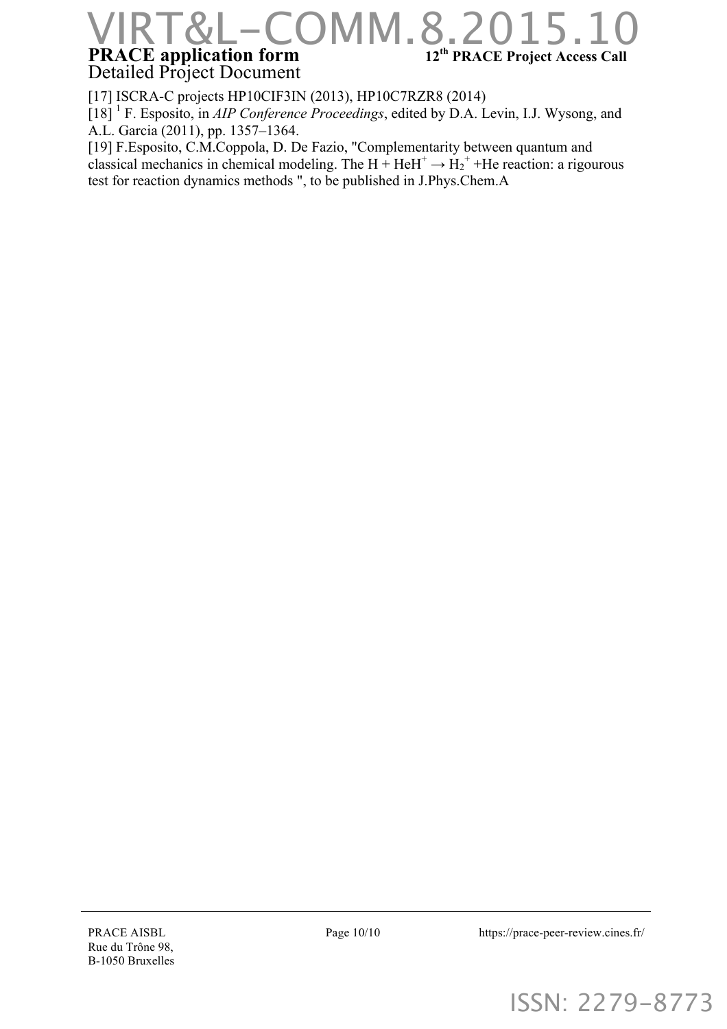[17] ISCRA-C projects HP10CIF3IN (2013), HP10C7RZR8 (2014)

[18] [1] F. Esposito, in *AIP Conference Proceedings*, edited by D.A. Levin, I.J. Wysong, and A.L. Garcia (2011), pp. 1357–1364.

[19] F.Esposito, C.M.Coppola, D. De Fazio, "Complementarity between quantum and classical mechanics in chemical modeling. The $H + HeH^+ \rightarrow H_2^+$ +He reaction: a rigourous test for reaction dynamics methods ", to be published in J.Phys.Chem.A